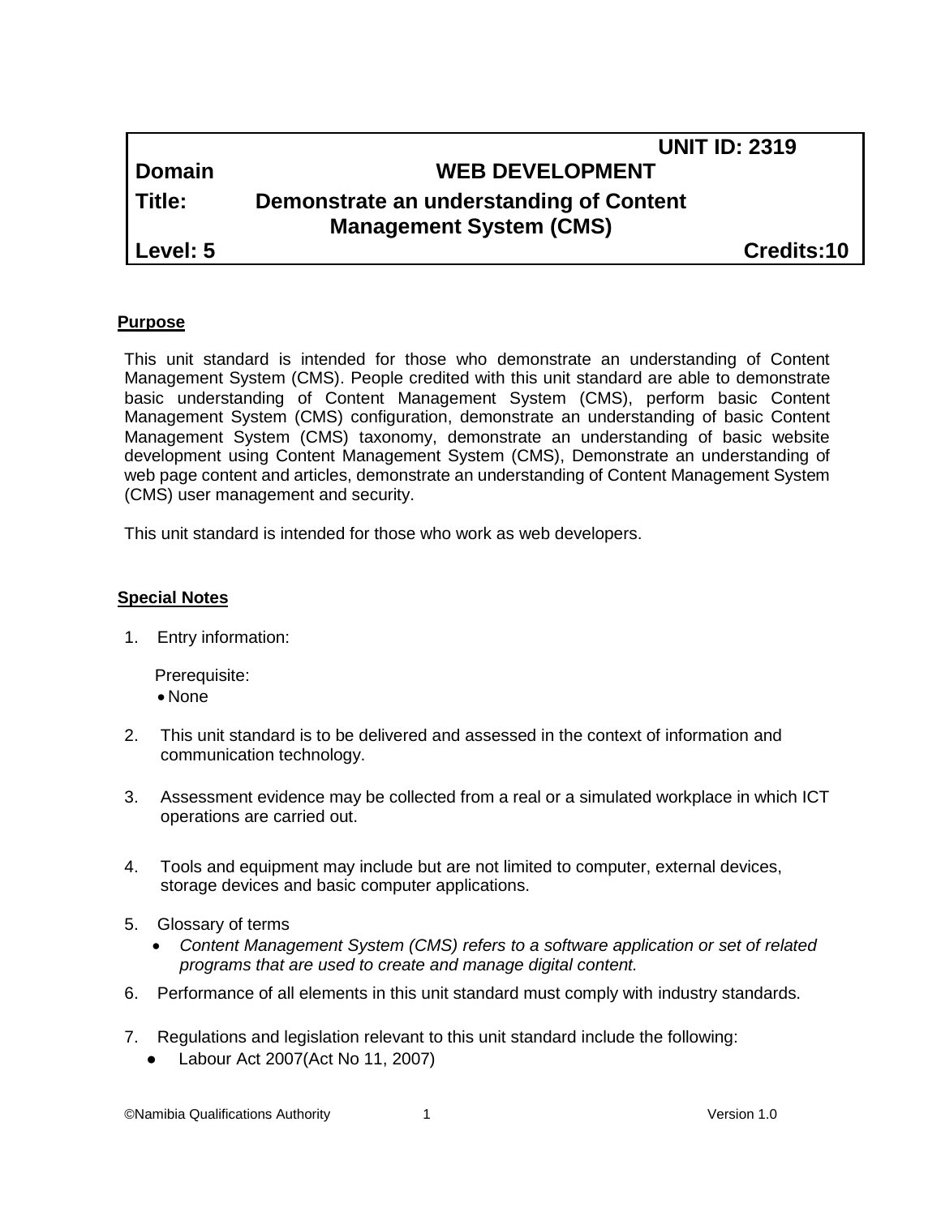| | | |
|---|---|---|
| | | **UNIT ID: 2319** |
| **Domain** | **WEB DEVELOPMENT** | |
| **Title:** | **Demonstrate an understanding of Content Management System (CMS)** | |
| **Level: 5** | | **Credits:10** |

**Purpose**

This unit standard is intended for those who demonstrate an understanding of Content Management System (CMS). People credited with this unit standard are able to demonstrate basic understanding of Content Management System (CMS), perform basic Content Management System (CMS) configuration, demonstrate an understanding of basic Content Management System (CMS) taxonomy, demonstrate an understanding of basic website development using Content Management System (CMS), Demonstrate an understanding of web page content and articles, demonstrate an understanding of Content Management System (CMS) user management and security.

This unit standard is intended for those who work as web developers.

**Special Notes**

1. Entry information:

   Prerequisite:
   - None

2. This unit standard is to be delivered and assessed in the context of information and communication technology.

3. Assessment evidence may be collected from a real or a simulated workplace in which ICT operations are carried out.

4. Tools and equipment may include but are not limited to computer, external devices, storage devices and basic computer applications.

5. Glossary of terms
   - *Content Management System (CMS) refers to a software application or set of related programs that are used to create and manage digital content.*

6. Performance of all elements in this unit standard must comply with industry standards.

7. Regulations and legislation relevant to this unit standard include the following:
   - Labour Act 2007(Act No 11, 2007)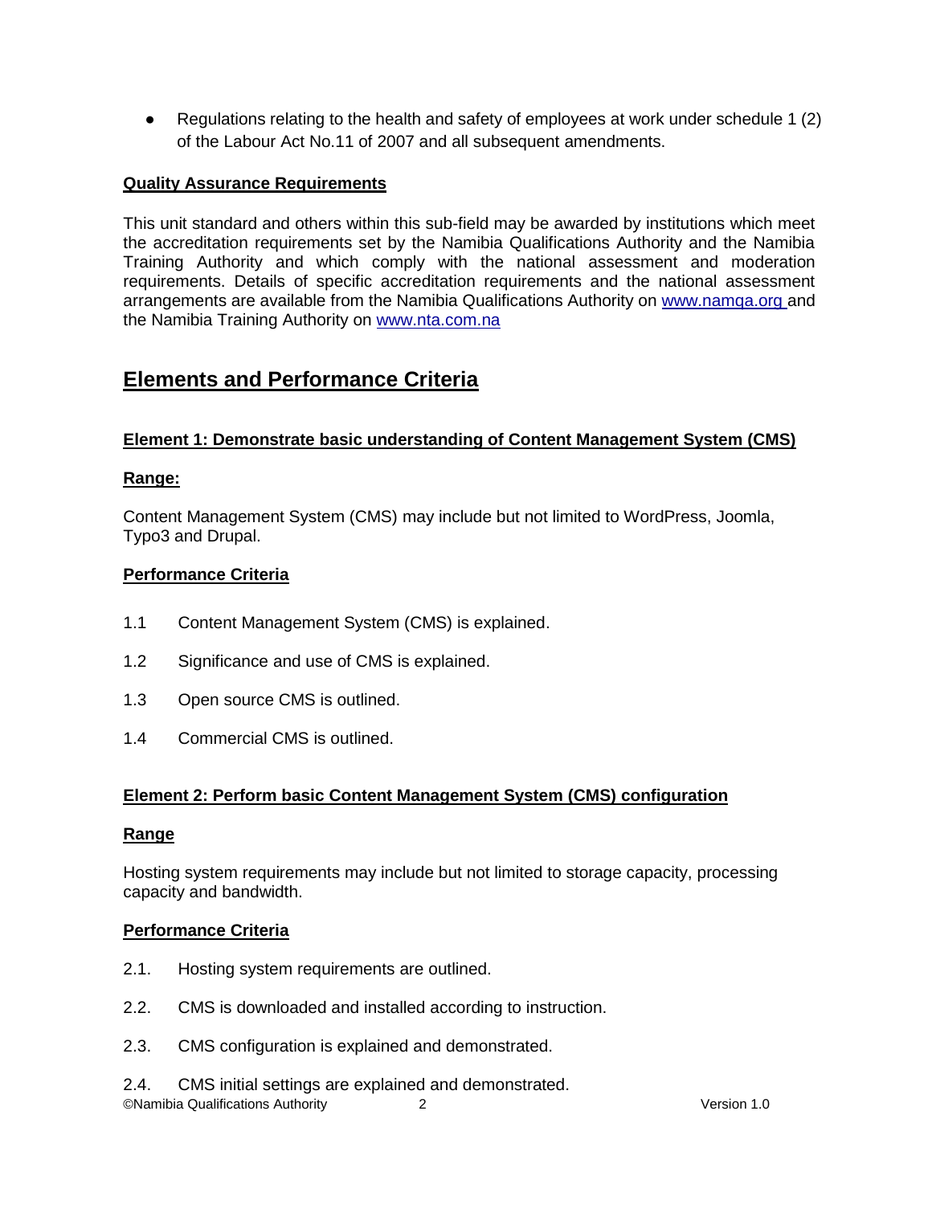- Regulations relating to the health and safety of employees at work under schedule 1 (2) of the Labour Act No.11 of 2007 and all subsequent amendments.

**Quality Assurance Requirements**

This unit standard and others within this sub-field may be awarded by institutions which meet the accreditation requirements set by the Namibia Qualifications Authority and the Namibia Training Authority and which comply with the national assessment and moderation requirements. Details of specific accreditation requirements and the national assessment arrangements are available from the Namibia Qualifications Authority on [www.namqa.org](http://www.namqa.org) and the Namibia Training Authority on [www.nta.com.na](http://www.nta.com.na)

## Elements and Performance Criteria

**Element 1: Demonstrate basic understanding of Content Management System (CMS)**

**Range:**

Content Management System (CMS) may include but not limited to WordPress, Joomla, Typo3 and Drupal.

**Performance Criteria**

1.1 Content Management System (CMS) is explained.

1.2 Significance and use of CMS is explained.

1.3 Open source CMS is outlined.

1.4 Commercial CMS is outlined.

**Element 2: Perform basic Content Management System (CMS) configuration**

**Range**

Hosting system requirements may include but not limited to storage capacity, processing capacity and bandwidth.

**Performance Criteria**

2.1. Hosting system requirements are outlined.

2.2. CMS is downloaded and installed according to instruction.

2.3. CMS configuration is explained and demonstrated.

2.4. CMS initial settings are explained and demonstrated.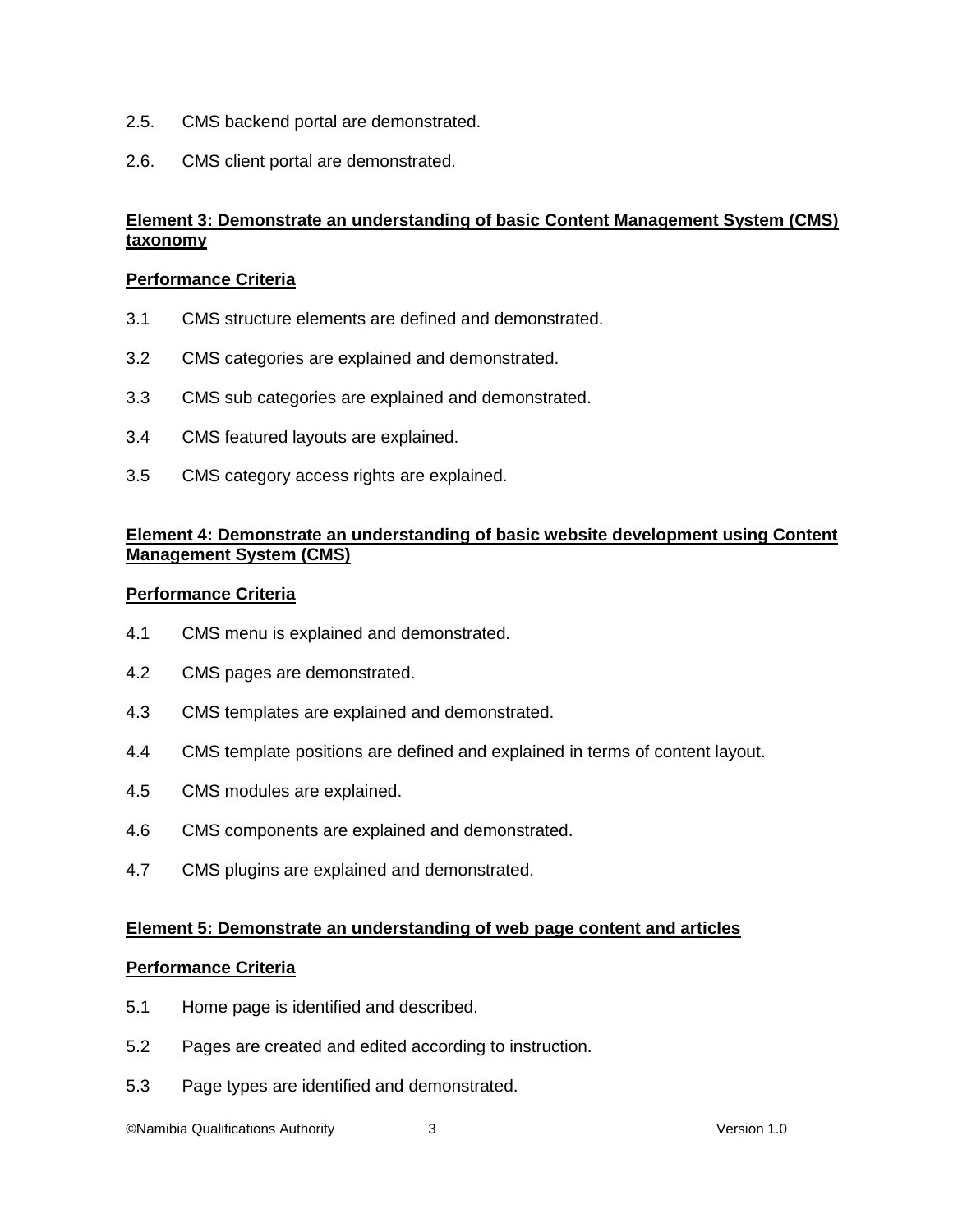2.5. CMS backend portal are demonstrated.

2.6. CMS client portal are demonstrated.

**Element 3: Demonstrate an understanding of basic Content Management System (CMS) taxonomy**

**Performance Criteria**

3.1 CMS structure elements are defined and demonstrated.

3.2 CMS categories are explained and demonstrated.

3.3 CMS sub categories are explained and demonstrated.

3.4 CMS featured layouts are explained.

3.5 CMS category access rights are explained.

**Element 4: Demonstrate an understanding of basic website development using Content Management System (CMS)**

**Performance Criteria**

4.1 CMS menu is explained and demonstrated.

4.2 CMS pages are demonstrated.

4.3 CMS templates are explained and demonstrated.

4.4 CMS template positions are defined and explained in terms of content layout.

4.5 CMS modules are explained.

4.6 CMS components are explained and demonstrated.

4.7 CMS plugins are explained and demonstrated.

**Element 5: Demonstrate an understanding of web page content and articles**

**Performance Criteria**

5.1 Home page is identified and described.

5.2 Pages are created and edited according to instruction.

5.3 Page types are identified and demonstrated.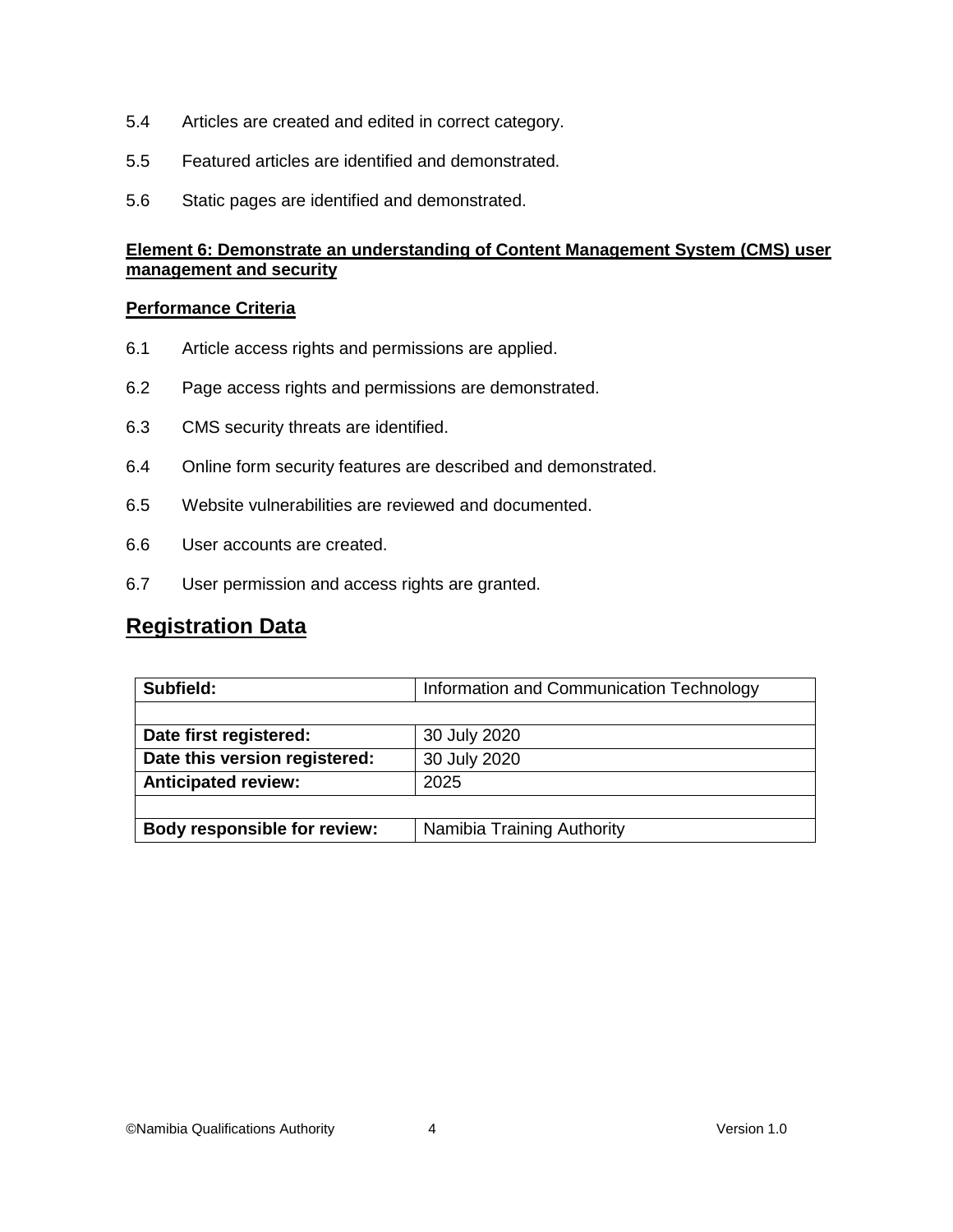5.4 Articles are created and edited in correct category.

5.5 Featured articles are identified and demonstrated.

5.6 Static pages are identified and demonstrated.

**Element 6: Demonstrate an understanding of Content Management System (CMS) user management and security**

**Performance Criteria**

6.1 Article access rights and permissions are applied.

6.2 Page access rights and permissions are demonstrated.

6.3 CMS security threats are identified.

6.4 Online form security features are described and demonstrated.

6.5 Website vulnerabilities are reviewed and documented.

6.6 User accounts are created.

6.7 User permission and access rights are granted.

## Registration Data

| | |
|---|---|
| **Subfield:** | Information and Communication Technology |
| | |
| **Date first registered:** | 30 July 2020 |
| **Date this version registered:** | 30 July 2020 |
| **Anticipated review:** | 2025 |
| | |
| **Body responsible for review:** | Namibia Training Authority |